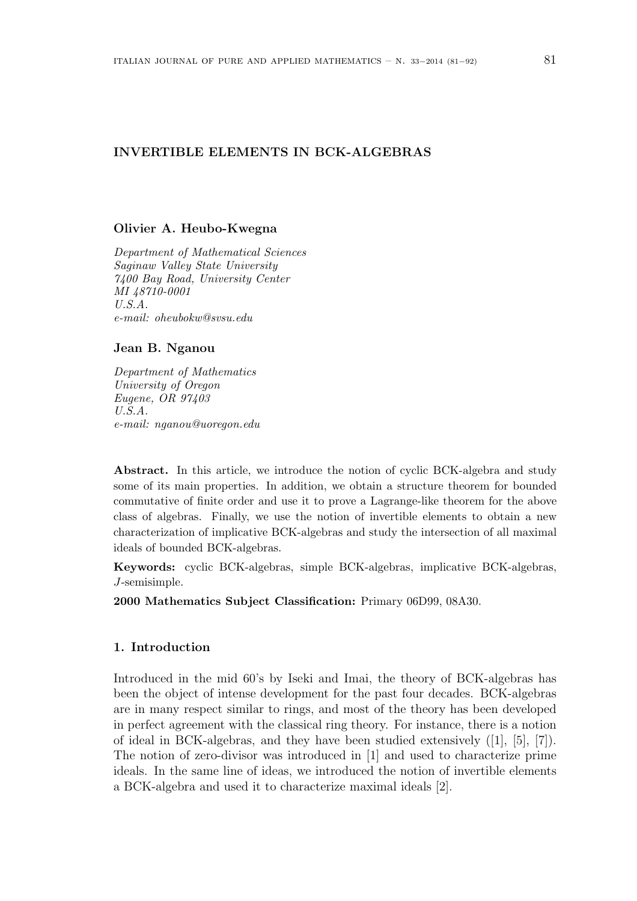# INVERTIBLE ELEMENTS IN BCK-ALGEBRAS

**Olivier A. Heubo-Kwegna**

*Department of Mathematical Sciences*
*Saginaw Valley State University*
*7400 Bay Road, University Center*
*MI 48710-0001*
*U.S.A.*
*e-mail: oheubokw@svsu.edu*

**Jean B. Nganou**

*Department of Mathematics*
*University of Oregon*
*Eugene, OR 97403*
*U.S.A.*
*e-mail: nganou@uoregon.edu*

**Abstract.** In this article, we introduce the notion of cyclic BCK-algebra and study some of its main properties. In addition, we obtain a structure theorem for bounded commutative of finite order and use it to prove a Lagrange-like theorem for the above class of algebras. Finally, we use the notion of invertible elements to obtain a new characterization of implicative BCK-algebras and study the intersection of all maximal ideals of bounded BCK-algebras.

**Keywords:** cyclic BCK-algebras, simple BCK-algebras, implicative BCK-algebras, $J$-semisimple.

**2000 Mathematics Subject Classification:** Primary 06D99, 08A30.

## 1. Introduction

Introduced in the mid 60's by Iseki and Imai, the theory of BCK-algebras has been the object of intense development for the past four decades. BCK-algebras are in many respect similar to rings, and most of the theory has been developed in perfect agreement with the classical ring theory. For instance, there is a notion of ideal in BCK-algebras, and they have been studied extensively ([1], [5], [7]). The notion of zero-divisor was introduced in [1] and used to characterize prime ideals. In the same line of ideas, we introduced the notion of invertible elements a BCK-algebra and used it to characterize maximal ideals [2].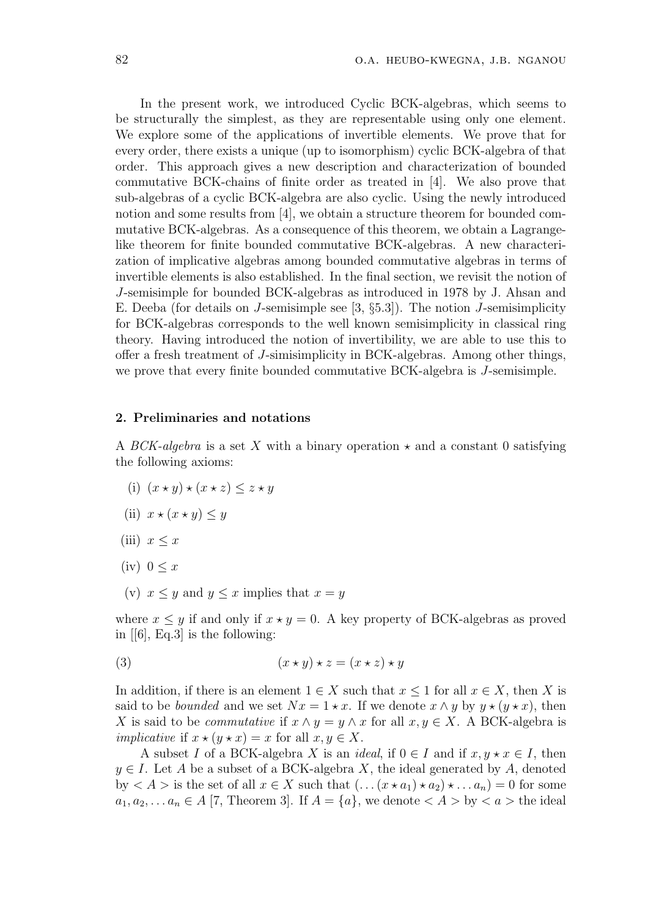In the present work, we introduced Cyclic BCK-algebras, which seems to be structurally the simplest, as they are representable using only one element. We explore some of the applications of invertible elements. We prove that for every order, there exists a unique (up to isomorphism) cyclic BCK-algebra of that order. This approach gives a new description and characterization of bounded commutative BCK-chains of finite order as treated in [4]. We also prove that sub-algebras of a cyclic BCK-algebra are also cyclic. Using the newly introduced notion and some results from [4], we obtain a structure theorem for bounded commutative BCK-algebras. As a consequence of this theorem, we obtain a Lagrange-like theorem for finite bounded commutative BCK-algebras. A new characterization of implicative algebras among bounded commutative algebras in terms of invertible elements is also established. In the final section, we revisit the notion of $J$-semisimple for bounded BCK-algebras as introduced in 1978 by J. Ahsan and E. Deeba (for details on $J$-semisimple see [3, §5.3]). The notion $J$-semisimplicity for BCK-algebras corresponds to the well known semisimplicity in classical ring theory. Having introduced the notion of invertibility, we are able to use this to offer a fresh treatment of $J$-simisimplicity in BCK-algebras. Among other things, we prove that every finite bounded commutative BCK-algebra is $J$-semisimple.

## 2. Preliminaries and notations

A *BCK-algebra* is a set $X$ with a binary operation $\star$ and a constant 0 satisfying the following axioms:

(i) $(x \star y) \star (x \star z) \leq z \star y$

(ii) $x \star (x \star y) \leq y$

(iii) $x \leq x$

(iv) $0 \leq x$

(v) $x \leq y$ and $y \leq x$ implies that $x = y$

where $x \leq y$ if and only if $x \star y = 0$. A key property of BCK-algebras as proved in [[6], Eq.3] is the following:

$$(x \star y) \star z = (x \star z) \star y \tag{3}$$

In addition, if there is an element $1 \in X$ such that $x \leq 1$ for all $x \in X$, then $X$ is said to be *bounded* and we set $Nx = 1 \star x$. If we denote $x \wedge y$ by $y \star (y \star x)$, then $X$ is said to be *commutative* if $x \wedge y = y \wedge x$ for all $x, y \in X$. A BCK-algebra is *implicative* if $x \star (y \star x) = x$ for all $x, y \in X$.

A subset $I$ of a BCK-algebra $X$ is an *ideal*, if $0 \in I$ and if $x, y \star x \in I$, then $y \in I$. Let $A$ be a subset of a BCK-algebra $X$, the ideal generated by $A$, denoted by $< A >$ is the set of all $x \in X$ such that $(\ldots (x \star a_1) \star a_2) \star \ldots a_n) = 0$ for some $a_1, a_2, \ldots a_n \in A$ [7, Theorem 3]. If $A = \{a\}$, we denote $< A >$ by $< a >$ the ideal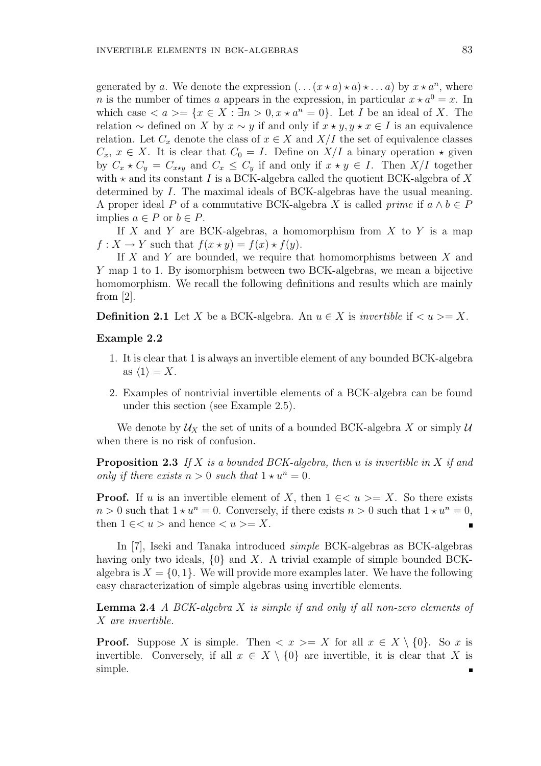generated by $a$. We denote the expression $(\ldots(x \star a) \star a) \star \ldots a)$ by $x \star a^n$, where $n$ is the number of times $a$ appears in the expression, in particular $x \star a^0 = x$. In which case $< a >= \{x \in X : \exists n > 0, x \star a^n = 0\}$. Let $I$ be an ideal of $X$. The relation $\sim$ defined on $X$ by $x \sim y$ if and only if $x \star y, y \star x \in I$ is an equivalence relation. Let $C_x$ denote the class of $x \in X$ and $X/I$ the set of equivalence classes $C_x$, $x \in X$. It is clear that $C_0 = I$. Define on $X/I$ a binary operation $\star$ given by $C_x \star C_y = C_{x \star y}$ and $C_x \leq C_y$ if and only if $x \star y \in I$. Then $X/I$ together with $\star$ and its constant $I$ is a BCK-algebra called the quotient BCK-algebra of $X$ determined by $I$. The maximal ideals of BCK-algebras have the usual meaning. A proper ideal $P$ of a commutative BCK-algebra $X$ is called *prime* if $a \wedge b \in P$ implies $a \in P$ or $b \in P$.

If $X$ and $Y$ are BCK-algebras, a homomorphism from $X$ to $Y$ is a map $f : X \to Y$ such that $f(x \star y) = f(x) \star f(y)$.

If $X$ and $Y$ are bounded, we require that homomorphisms between $X$ and $Y$ map 1 to 1. By isomorphism between two BCK-algebras, we mean a bijective homomorphism. We recall the following definitions and results which are mainly from [2].

**Definition 2.1** Let $X$ be a BCK-algebra. An $u \in X$ is *invertible* if $< u >= X$.

**Example 2.2**

1. It is clear that 1 is always an invertible element of any bounded BCK-algebra as $\langle 1 \rangle = X$.
2. Examples of nontrivial invertible elements of a BCK-algebra can be found under this section (see Example 2.5).

We denote by $\mathcal{U}_X$ the set of units of a bounded BCK-algebra $X$ or simply $\mathcal{U}$ when there is no risk of confusion.

**Proposition 2.3** *If $X$ is a bounded BCK-algebra, then $u$ is invertible in $X$ if and only if there exists $n > 0$ such that $1 \star u^n = 0$.*

**Proof.** If $u$ is an invertible element of $X$, then $1 \in < u >= X$. So there exists $n > 0$ such that $1 \star u^n = 0$. Conversely, if there exists $n > 0$ such that $1 \star u^n = 0$, then $1 \in < u >$ and hence $< u >= X$. ∎

In [7], Iseki and Tanaka introduced *simple* BCK-algebras as BCK-algebras having only two ideals, $\{0\}$ and $X$. A trivial example of simple bounded BCK-algebra is $X = \{0, 1\}$. We will provide more examples later. We have the following easy characterization of simple algebras using invertible elements.

**Lemma 2.4** *A BCK-algebra $X$ is simple if and only if all non-zero elements of $X$ are invertible.*

**Proof.** Suppose $X$ is simple. Then $< x >= X$ for all $x \in X \setminus \{0\}$. So $x$ is invertible. Conversely, if all $x \in X \setminus \{0\}$ are invertible, it is clear that $X$ is simple. ∎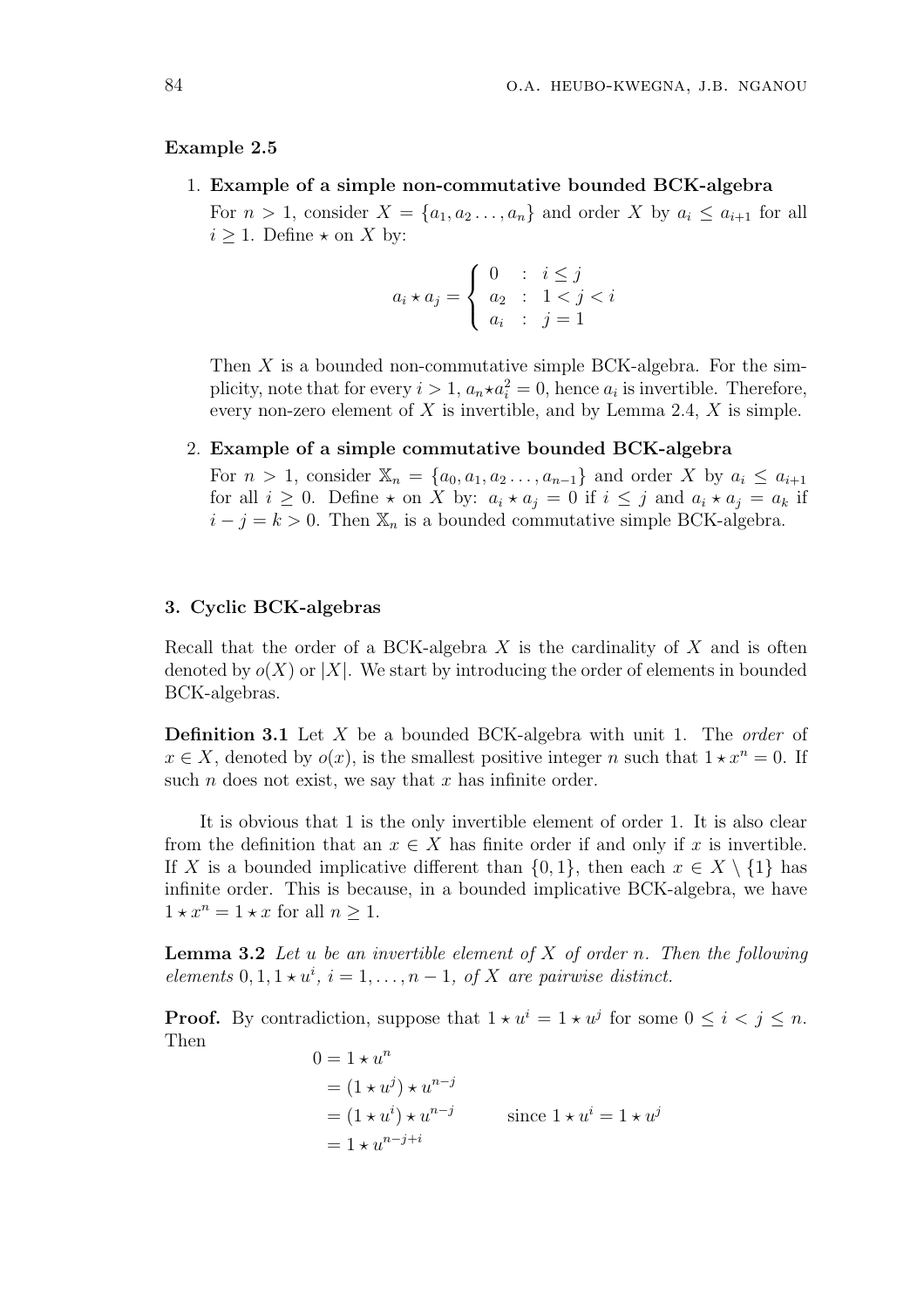**Example 2.5**

1. **Example of a simple non-commutative bounded BCK-algebra**

   For $n > 1$, consider $X = \{a_1, a_2 \ldots, a_n\}$ and order $X$ by $a_i \leq a_{i+1}$ for all $i \geq 1$. Define $\star$ on $X$ by:

$$a_i \star a_j = \begin{cases} 0 & : \ i \leq j \\ a_2 & : \ 1 < j < i \\ a_i & : \ j = 1 \end{cases}$$

   Then $X$ is a bounded non-commutative simple BCK-algebra. For the simplicity, note that for every $i > 1$, $a_n \star a_i^2 = 0$, hence $a_i$ is invertible. Therefore, every non-zero element of $X$ is invertible, and by Lemma 2.4, $X$ is simple.

2. **Example of a simple commutative bounded BCK-algebra**

   For $n > 1$, consider $\mathbb{X}_n = \{a_0, a_1, a_2 \ldots, a_{n-1}\}$ and order $X$ by $a_i \leq a_{i+1}$ for all $i \geq 0$. Define $\star$ on $X$ by: $a_i \star a_j = 0$ if $i \leq j$ and $a_i \star a_j = a_k$ if $i - j = k > 0$. Then $\mathbb{X}_n$ is a bounded commutative simple BCK-algebra.

### 3. Cyclic BCK-algebras

Recall that the order of a BCK-algebra $X$ is the cardinality of $X$ and is often denoted by $o(X)$ or $|X|$. We start by introducing the order of elements in bounded BCK-algebras.

**Definition 3.1** Let $X$ be a bounded BCK-algebra with unit 1. The *order* of $x \in X$, denoted by $o(x)$, is the smallest positive integer $n$ such that $1 \star x^n = 0$. If such $n$ does not exist, we say that $x$ has infinite order.

It is obvious that 1 is the only invertible element of order 1. It is also clear from the definition that an $x \in X$ has finite order if and only if $x$ is invertible. If $X$ is a bounded implicative different than $\{0, 1\}$, then each $x \in X \setminus \{1\}$ has infinite order. This is because, in a bounded implicative BCK-algebra, we have $1 \star x^n = 1 \star x$ for all $n \geq 1$.

**Lemma 3.2** *Let $u$ be an invertible element of $X$ of order $n$. Then the following elements $0, 1, 1 \star u^i$, $i = 1, \ldots, n-1$, of $X$ are pairwise distinct.*

**Proof.** By contradiction, suppose that $1 \star u^i = 1 \star u^j$ for some $0 \leq i < j \leq n$. Then

$$\begin{aligned}
0 &= 1 \star u^n \\
&= (1 \star u^j) \star u^{n-j} \\
&= (1 \star u^i) \star u^{n-j} \qquad \text{since } 1 \star u^i = 1 \star u^j \\
&= 1 \star u^{n-j+i}
\end{aligned}$$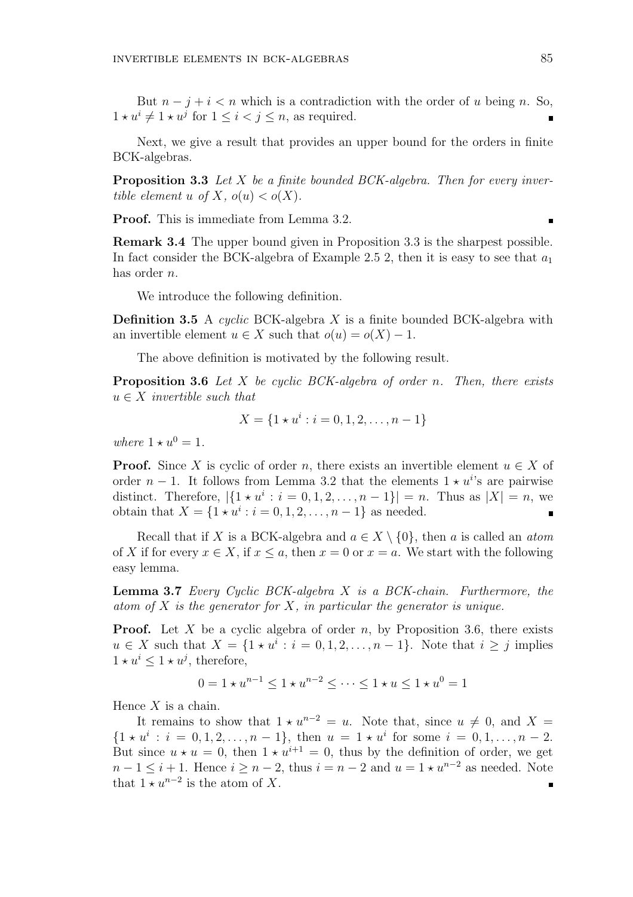But $n - j + i < n$ which is a contradiction with the order of $u$ being $n$. So, $1 \star u^i \neq 1 \star u^j$ for $1 \leq i < j \leq n$, as required. ∎

Next, we give a result that provides an upper bound for the orders in finite BCK-algebras.

**Proposition 3.3** *Let $X$ be a finite bounded BCK-algebra. Then for every invertible element $u$ of $X$, $o(u) < o(X)$.*

**Proof.** This is immediate from Lemma 3.2. ∎

**Remark 3.4** The upper bound given in Proposition 3.3 is the sharpest possible. In fact consider the BCK-algebra of Example 2.5 2, then it is easy to see that $a_1$ has order $n$.

We introduce the following definition.

**Definition 3.5** A *cyclic* BCK-algebra $X$ is a finite bounded BCK-algebra with an invertible element $u \in X$ such that $o(u) = o(X) - 1$.

The above definition is motivated by the following result.

**Proposition 3.6** *Let $X$ be cyclic BCK-algebra of order $n$. Then, there exists $u \in X$ invertible such that*

$$X = \{1 \star u^i : i = 0, 1, 2, \dots, n-1\}$$

*where $1 \star u^0 = 1$.*

**Proof.** Since $X$ is cyclic of order $n$, there exists an invertible element $u \in X$ of order $n-1$. It follows from Lemma 3.2 that the elements $1 \star u^i$'s are pairwise distinct. Therefore, $|\{1 \star u^i : i = 0, 1, 2, \dots, n-1\}| = n$. Thus as $|X| = n$, we obtain that $X = \{1 \star u^i : i = 0, 1, 2, \dots, n-1\}$ as needed. ∎

Recall that if $X$ is a BCK-algebra and $a \in X \setminus \{0\}$, then $a$ is called an *atom* of $X$ if for every $x \in X$, if $x \leq a$, then $x = 0$ or $x = a$. We start with the following easy lemma.

**Lemma 3.7** *Every Cyclic BCK-algebra $X$ is a BCK-chain. Furthermore, the atom of $X$ is the generator for $X$, in particular the generator is unique.*

**Proof.** Let $X$ be a cyclic algebra of order $n$, by Proposition 3.6, there exists $u \in X$ such that $X = \{1 \star u^i : i = 0, 1, 2, \dots, n-1\}$. Note that $i \geq j$ implies $1 \star u^i \leq 1 \star u^j$, therefore,

$$0 = 1 \star u^{n-1} \leq 1 \star u^{n-2} \leq \cdots \leq 1 \star u \leq 1 \star u^0 = 1$$

Hence $X$ is a chain.

It remains to show that $1 \star u^{n-2} = u$. Note that, since $u \neq 0$, and $X = \{1 \star u^i : i = 0, 1, 2, \dots, n-1\}$, then $u = 1 \star u^i$ for some $i = 0, 1, \dots, n-2$. But since $u \star u = 0$, then $1 \star u^{i+1} = 0$, thus by the definition of order, we get $n - 1 \leq i + 1$. Hence $i \geq n-2$, thus $i = n-2$ and $u = 1 \star u^{n-2}$ as needed. Note that $1 \star u^{n-2}$ is the atom of $X$. ∎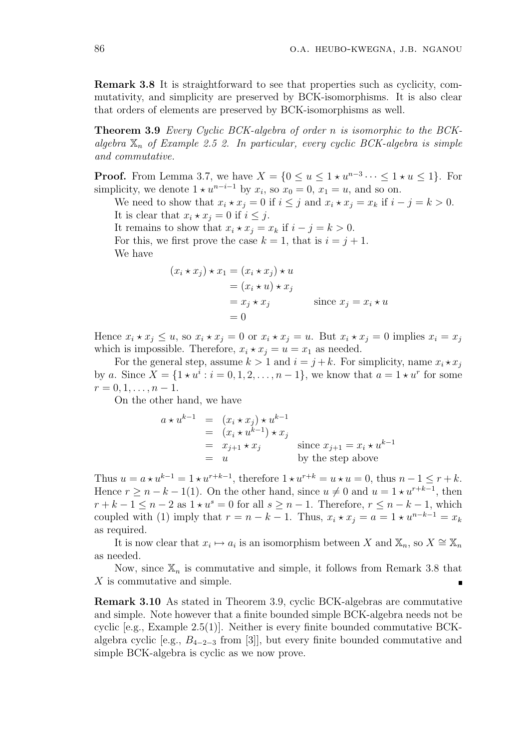**Remark 3.8** It is straightforward to see that properties such as cyclicity, commutativity, and simplicity are preserved by BCK-isomorphisms. It is also clear that orders of elements are preserved by BCK-isomorphisms as well.

**Theorem 3.9** *Every Cyclic BCK-algebra of order n is isomorphic to the BCK-algebra $\mathbb{X}_n$ of Example 2.5 2. In particular, every cyclic BCK-algebra is simple and commutative.*

**Proof.** From Lemma 3.7, we have $X = \{0 \leq u \leq 1 \star u^{n-3} \cdots \leq 1 \star u \leq 1\}$. For simplicity, we denote $1 \star u^{n-i-1}$ by $x_i$, so $x_0 = 0$, $x_1 = u$, and so on.

We need to show that $x_i \star x_j = 0$ if $i \leq j$ and $x_i \star x_j = x_k$ if $i - j = k > 0$.

It is clear that $x_i \star x_j = 0$ if $i \leq j$.

It remains to show that $x_i \star x_j = x_k$ if $i - j = k > 0$.

For this, we first prove the case $k = 1$, that is $i = j + 1$.

We have

$$
\begin{aligned}
(x_i \star x_j) \star x_1 &= (x_i \star x_j) \star u \\
&= (x_i \star u) \star x_j \\
&= x_j \star x_j \qquad \text{since } x_j = x_i \star u \\
&= 0
\end{aligned}
$$

Hence $x_i \star x_j \leq u$, so $x_i \star x_j = 0$ or $x_i \star x_j = u$. But $x_i \star x_j = 0$ implies $x_i = x_j$ which is impossible. Therefore, $x_i \star x_j = u = x_1$ as needed.

For the general step, assume $k > 1$ and $i = j + k$. For simplicity, name $x_i \star x_j$ by $a$. Since $X = \{1 \star u^i : i = 0, 1, 2, \ldots, n-1\}$, we know that $a = 1 \star u^r$ for some $r = 0, 1, \ldots, n-1$.

On the other hand, we have

$$
\begin{aligned}
a \star u^{k-1} &= (x_i \star x_j) \star u^{k-1} \\
&= (x_i \star u^{k-1}) \star x_j \\
&= x_{j+1} \star x_j \qquad \text{since } x_{j+1} = x_i \star u^{k-1} \\
&= u \qquad \text{by the step above}
\end{aligned}
$$

Thus $u = a \star u^{k-1} = 1 \star u^{r+k-1}$, therefore $1 \star u^{r+k} = u \star u = 0$, thus $n - 1 \leq r + k$. Hence $r \geq n - k - 1(1)$. On the other hand, since $u \neq 0$ and $u = 1 \star u^{r+k-1}$, then $r + k - 1 \leq n - 2$ as $1 \star u^s = 0$ for all $s \geq n - 1$. Therefore, $r \leq n - k - 1$, which coupled with (1) imply that $r = n - k - 1$. Thus, $x_i \star x_j = a = 1 \star u^{n-k-1} = x_k$ as required.

It is now clear that $x_i \mapsto a_i$ is an isomorphism between $X$ and $\mathbb{X}_n$, so $X \cong \mathbb{X}_n$ as needed.

Now, since $\mathbb{X}_n$ is commutative and simple, it follows from Remark 3.8 that $X$ is commutative and simple. ∎

**Remark 3.10** As stated in Theorem 3.9, cyclic BCK-algebras are commutative and simple. Note however that a finite bounded simple BCK-algebra needs not be cyclic [e.g., Example 2.5(1)]. Neither is every finite bounded commutative BCK-algebra cyclic [e.g., $B_{4-2-3}$ from [3]], but every finite bounded commutative and simple BCK-algebra is cyclic as we now prove.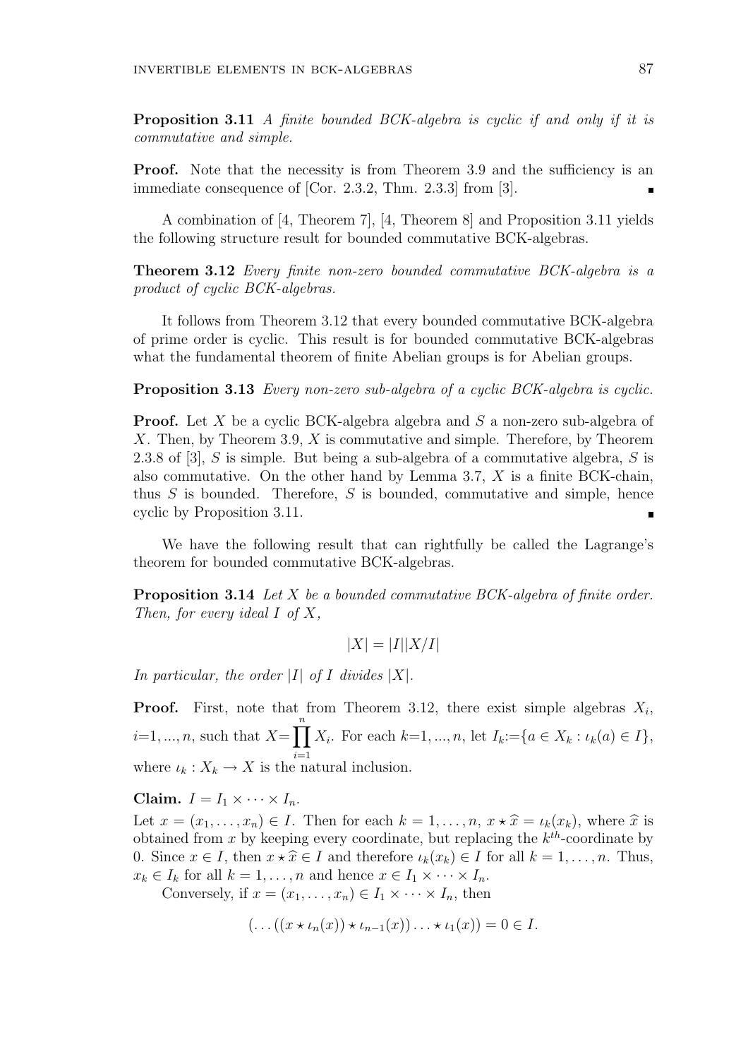**Proposition 3.11** *A finite bounded BCK-algebra is cyclic if and only if it is commutative and simple.*

**Proof.** Note that the necessity is from Theorem 3.9 and the sufficiency is an immediate consequence of [Cor. 2.3.2, Thm. 2.3.3] from [3]. ∎

A combination of [4, Theorem 7], [4, Theorem 8] and Proposition 3.11 yields the following structure result for bounded commutative BCK-algebras.

**Theorem 3.12** *Every finite non-zero bounded commutative BCK-algebra is a product of cyclic BCK-algebras.*

It follows from Theorem 3.12 that every bounded commutative BCK-algebra of prime order is cyclic. This result is for bounded commutative BCK-algebras what the fundamental theorem of finite Abelian groups is for Abelian groups.

**Proposition 3.13** *Every non-zero sub-algebra of a cyclic BCK-algebra is cyclic.*

**Proof.** Let $X$ be a cyclic BCK-algebra algebra and $S$ a non-zero sub-algebra of $X$. Then, by Theorem 3.9, $X$ is commutative and simple. Therefore, by Theorem 2.3.8 of [3], $S$ is simple. But being a sub-algebra of a commutative algebra, $S$ is also commutative. On the other hand by Lemma 3.7, $X$ is a finite BCK-chain, thus $S$ is bounded. Therefore, $S$ is bounded, commutative and simple, hence cyclic by Proposition 3.11. ∎

We have the following result that can rightfully be called the Lagrange's theorem for bounded commutative BCK-algebras.

**Proposition 3.14** *Let $X$ be a bounded commutative BCK-algebra of finite order. Then, for every ideal $I$ of $X$,*

$$|X| = |I||X/I|$$

*In particular, the order $|I|$ of $I$ divides $|X|$.*

**Proof.** First, note that from Theorem 3.12, there exist simple algebras $X_i$, $i{=}1,...,n$, such that $X{=}\prod_{i=1}^{n} X_i$. For each $k{=}1,...,n$, let $I_k{:=}\{a \in X_k : \iota_k(a) \in I\}$, where $\iota_k : X_k \to X$ is the natural inclusion.

**Claim.** $I = I_1 \times \cdots \times I_n$.

Let $x = (x_1, \ldots, x_n) \in I$. Then for each $k = 1, \ldots, n$, $x \star \widehat{x} = \iota_k(x_k)$, where $\widehat{x}$ is obtained from $x$ by keeping every coordinate, but replacing the $k^{th}$-coordinate by 0. Since $x \in I$, then $x \star \widehat{x} \in I$ and therefore $\iota_k(x_k) \in I$ for all $k = 1, \ldots, n$. Thus, $x_k \in I_k$ for all $k = 1, \ldots, n$ and hence $x \in I_1 \times \cdots \times I_n$.

Conversely, if $x = (x_1, \ldots, x_n) \in I_1 \times \cdots \times I_n$, then

$$(\ldots((x \star \iota_n(x)) \star \iota_{n-1}(x)) \ldots \star \iota_1(x)) = 0 \in I.$$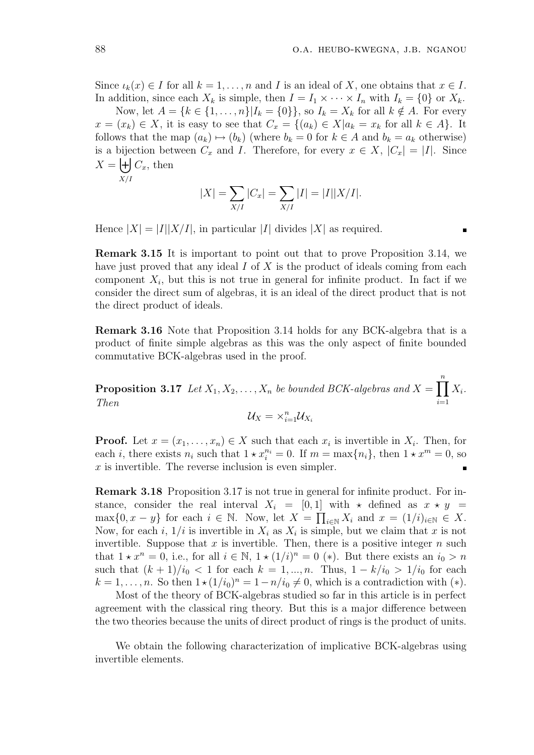Since $\iota_k(x) \in I$ for all $k = 1, \ldots, n$ and $I$ is an ideal of $X$, one obtains that $x \in I$. In addition, since each $X_k$ is simple, then $I = I_1 \times \cdots \times I_n$ with $I_k = \{0\}$ or $X_k$.

Now, let $A = \{k \in \{1, \ldots, n\} | I_k = \{0\}\}$, so $I_k = X_k$ for all $k \notin A$. For every $x = (x_k) \in X$, it is easy to see that $C_x = \{(a_k) \in X | a_k = x_k \text{ for all } k \in A\}$. It follows that the map $(a_k) \mapsto (b_k)$ (where $b_k = 0$ for $k \in A$ and $b_k = a_k$ otherwise) is a bijection between $C_x$ and $I$. Therefore, for every $x \in X$, $|C_x| = |I|$. Since $X = \biguplus_{X/I} C_x$, then

$$|X| = \sum_{X/I} |C_x| = \sum_{X/I} |I| = |I||X/I|.$$

Hence $|X| = |I||X/I|$, in particular $|I|$ divides $|X|$ as required. ∎

**Remark 3.15** It is important to point out that to prove Proposition 3.14, we have just proved that any ideal $I$ of $X$ is the product of ideals coming from each component $X_i$, but this is not true in general for infinite product. In fact if we consider the direct sum of algebras, it is an ideal of the direct product that is not the direct product of ideals.

**Remark 3.16** Note that Proposition 3.14 holds for any BCK-algebra that is a product of finite simple algebras as this was the only aspect of finite bounded commutative BCK-algebras used in the proof.

**Proposition 3.17** *Let $X_1, X_2, \ldots, X_n$ be bounded BCK-algebras and $X = \prod_{i=1}^{n} X_i$. Then*

$$\mathcal{U}_X = \times_{i=1}^{n} \mathcal{U}_{X_i}$$

**Proof.** Let $x = (x_1, \ldots, x_n) \in X$ such that each $x_i$ is invertible in $X_i$. Then, for each $i$, there exists $n_i$ such that $1 \star x_i^{n_i} = 0$. If $m = \max\{n_i\}$, then $1 \star x^m = 0$, so $x$ is invertible. The reverse inclusion is even simpler. ∎

**Remark 3.18** Proposition 3.17 is not true in general for infinite product. For instance, consider the real interval $X_i = [0, 1]$ with $\star$ defined as $x \star y = \max\{0, x - y\}$ for each $i \in \mathbb{N}$. Now, let $X = \prod_{i \in \mathbb{N}} X_i$ and $x = (1/i)_{i \in \mathbb{N}} \in X$. Now, for each $i$, $1/i$ is invertible in $X_i$ as $X_i$ is simple, but we claim that $x$ is not invertible. Suppose that $x$ is invertible. Then, there is a positive integer $n$ such that $1 \star x^n = 0$, i.e., for all $i \in \mathbb{N}$, $1 \star (1/i)^n = 0$ $(*)$. But there exists an $i_0 > n$ such that $(k + 1)/i_0 < 1$ for each $k = 1, ..., n$. Thus, $1 - k/i_0 > 1/i_0$ for each $k = 1, \ldots, n$. So then $1 \star (1/i_0)^n = 1 - n/i_0 \neq 0$, which is a contradiction with $(*)$.

Most of the theory of BCK-algebras studied so far in this article is in perfect agreement with the classical ring theory. But this is a major difference between the two theories because the units of direct product of rings is the product of units.

We obtain the following characterization of implicative BCK-algebras using invertible elements.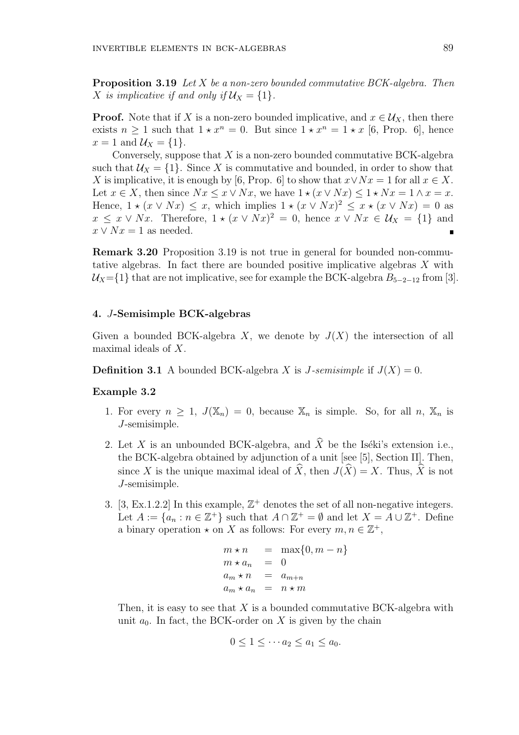**Proposition 3.19** *Let $X$ be a non-zero bounded commutative BCK-algebra. Then $X$ is implicative if and only if $\mathcal{U}_X = \{1\}$.*

**Proof.** Note that if $X$ is a non-zero bounded implicative, and $x \in \mathcal{U}_X$, then there exists $n \geq 1$ such that $1 \star x^n = 0$. But since $1 \star x^n = 1 \star x$ [6, Prop. 6], hence $x = 1$ and $\mathcal{U}_X = \{1\}$.

Conversely, suppose that $X$ is a non-zero bounded commutative BCK-algebra such that $\mathcal{U}_X = \{1\}$. Since $X$ is commutative and bounded, in order to show that $X$ is implicative, it is enough by [6, Prop. 6] to show that $x \vee Nx = 1$ for all $x \in X$. Let $x \in X$, then since $Nx \leq x \vee Nx$, we have $1 \star (x \vee Nx) \leq 1 \star Nx = 1 \wedge x = x$. Hence, $1 \star (x \vee Nx) \leq x$, which implies $1 \star (x \vee Nx)^2 \leq x \star (x \vee Nx) = 0$ as $x \leq x \vee Nx$. Therefore, $1 \star (x \vee Nx)^2 = 0$, hence $x \vee Nx \in \mathcal{U}_X = \{1\}$ and $x \vee Nx = 1$ as needed. ∎

**Remark 3.20** Proposition 3.19 is not true in general for bounded non-commutative algebras. In fact there are bounded positive implicative algebras $X$ with $\mathcal{U}_X = \{1\}$ that are not implicative, see for example the BCK-algebra $B_{5-2-12}$ from [3].

## 4. $J$-Semisimple BCK-algebras

Given a bounded BCK-algebra $X$, we denote by $J(X)$ the intersection of all maximal ideals of $X$.

**Definition 3.1** A bounded BCK-algebra $X$ is *$J$-semisimple* if $J(X) = 0$.

**Example 3.2**

1. For every $n \geq 1$, $J(\mathbb{X}_n) = 0$, because $\mathbb{X}_n$ is simple. So, for all $n$, $\mathbb{X}_n$ is $J$-semisimple.
2. Let $X$ is an unbounded BCK-algebra, and $\widehat{X}$ be the Iséki's extension i.e., the BCK-algebra obtained by adjunction of a unit [see [5], Section II]. Then, since $X$ is the unique maximal ideal of $\widehat{X}$, then $J(\widehat{X}) = X$. Thus, $\widehat{X}$ is not $J$-semisimple.
3. [3, Ex.1.2.2] In this example, $\mathbb{Z}^+$ denotes the set of all non-negative integers. Let $A := \{a_n : n \in \mathbb{Z}^+\}$ such that $A \cap \mathbb{Z}^+ = \emptyset$ and let $X = A \cup \mathbb{Z}^+$. Define a binary operation $\star$ on $X$ as follows: For every $m, n \in \mathbb{Z}^+$,

$$\begin{aligned} m \star n &= \max\{0, m - n\} \\ m \star a_n &= 0 \\ a_m \star n &= a_{m+n} \\ a_m \star a_n &= n \star m \end{aligned}$$

   Then, it is easy to see that $X$ is a bounded commutative BCK-algebra with unit $a_0$. In fact, the BCK-order on $X$ is given by the chain

$$0 \leq 1 \leq \cdots a_2 \leq a_1 \leq a_0.$$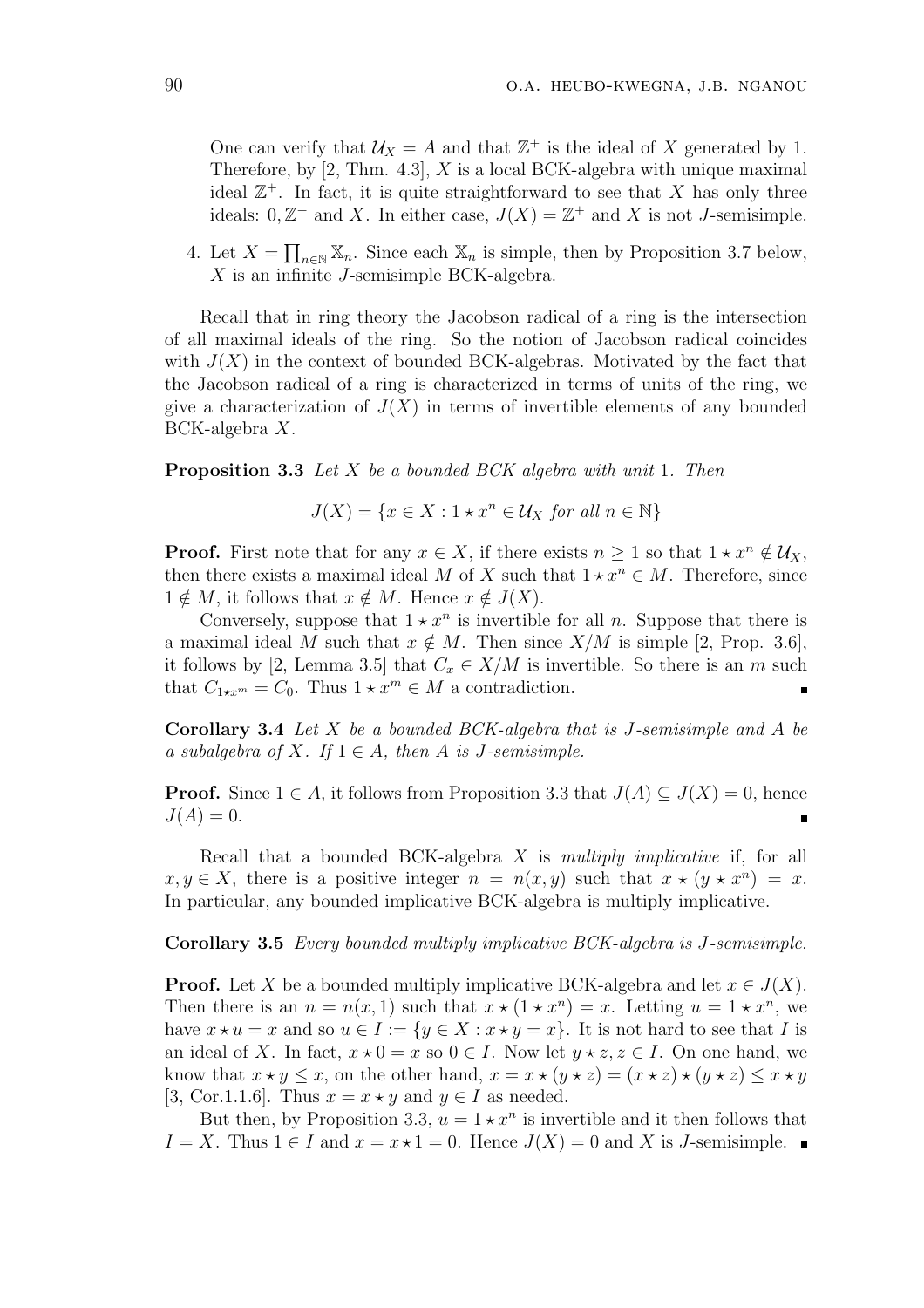One can verify that $\mathcal{U}_X = A$ and that $\mathbb{Z}^+$ is the ideal of $X$ generated by 1. Therefore, by [2, Thm. 4.3], $X$ is a local BCK-algebra with unique maximal ideal $\mathbb{Z}^+$. In fact, it is quite straightforward to see that $X$ has only three ideals: $0, \mathbb{Z}^+$ and $X$. In either case, $J(X) = \mathbb{Z}^+$ and $X$ is not $J$-semisimple.

4. Let $X = \prod_{n \in \mathbb{N}} \mathbb{X}_n$. Since each $\mathbb{X}_n$ is simple, then by Proposition 3.7 below, $X$ is an infinite $J$-semisimple BCK-algebra.

Recall that in ring theory the Jacobson radical of a ring is the intersection of all maximal ideals of the ring. So the notion of Jacobson radical coincides with $J(X)$ in the context of bounded BCK-algebras. Motivated by the fact that the Jacobson radical of a ring is characterized in terms of units of the ring, we give a characterization of $J(X)$ in terms of invertible elements of any bounded BCK-algebra $X$.

**Proposition 3.3** *Let $X$ be a bounded BCK algebra with unit 1. Then*

$$J(X) = \{x \in X : 1 \star x^n \in \mathcal{U}_X \text{ for all } n \in \mathbb{N}\}$$

**Proof.** First note that for any $x \in X$, if there exists $n \geq 1$ so that $1 \star x^n \notin \mathcal{U}_X$, then there exists a maximal ideal $M$ of $X$ such that $1 \star x^n \in M$. Therefore, since $1 \notin M$, it follows that $x \notin M$. Hence $x \notin J(X)$.

Conversely, suppose that $1 \star x^n$ is invertible for all $n$. Suppose that there is a maximal ideal $M$ such that $x \notin M$. Then since $X/M$ is simple [2, Prop. 3.6], it follows by [2, Lemma 3.5] that $C_x \in X/M$ is invertible. So there is an $m$ such that $C_{1\star x^m} = C_0$. Thus $1 \star x^m \in M$ a contradiction. ∎

**Corollary 3.4** *Let $X$ be a bounded BCK-algebra that is $J$-semisimple and $A$ be a subalgebra of $X$. If $1 \in A$, then $A$ is $J$-semisimple.*

**Proof.** Since $1 \in A$, it follows from Proposition 3.3 that $J(A) \subseteq J(X) = 0$, hence $J(A) = 0$. ∎

Recall that a bounded BCK-algebra $X$ is *multiply implicative* if, for all $x, y \in X$, there is a positive integer $n = n(x, y)$ such that $x \star (y \star x^n) = x$. In particular, any bounded implicative BCK-algebra is multiply implicative.

**Corollary 3.5** *Every bounded multiply implicative BCK-algebra is $J$-semisimple.*

**Proof.** Let $X$ be a bounded multiply implicative BCK-algebra and let $x \in J(X)$. Then there is an $n = n(x, 1)$ such that $x \star (1 \star x^n) = x$. Letting $u = 1 \star x^n$, we have $x \star u = x$ and so $u \in I := \{y \in X : x \star y = x\}$. It is not hard to see that $I$ is an ideal of $X$. In fact, $x \star 0 = x$ so $0 \in I$. Now let $y \star z, z \in I$. On one hand, we know that $x \star y \leq x$, on the other hand, $x = x \star (y \star z) = (x \star z) \star (y \star z) \leq x \star y$ [3, Cor.1.1.6]. Thus $x = x \star y$ and $y \in I$ as needed.

But then, by Proposition 3.3, $u = 1 \star x^n$ is invertible and it then follows that $I = X$. Thus $1 \in I$ and $x = x \star 1 = 0$. Hence $J(X) = 0$ and $X$ is $J$-semisimple. ∎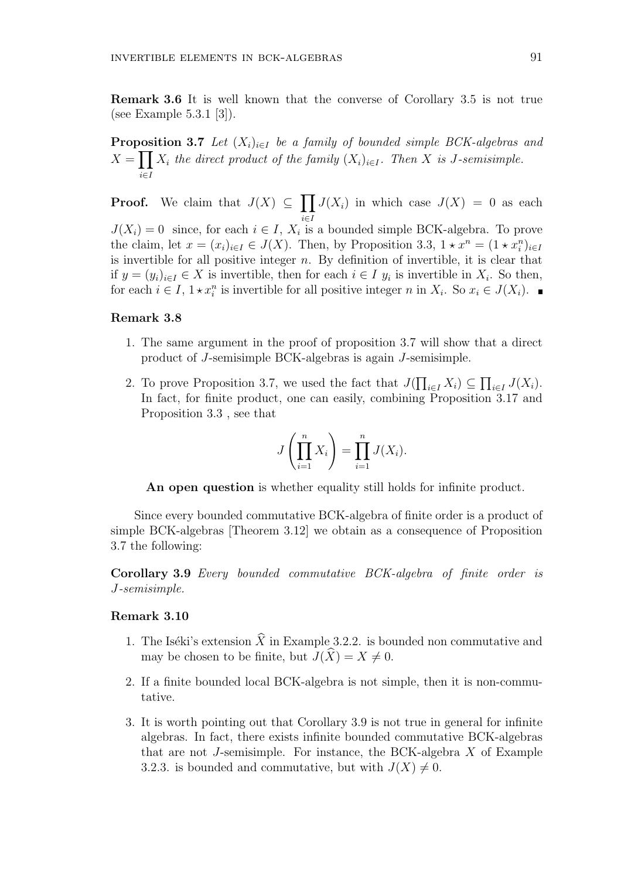**Remark 3.6** It is well known that the converse of Corollary 3.5 is not true (see Example 5.3.1 [3]).

**Proposition 3.7** *Let $(X_i)_{i\in I}$ be a family of bounded simple BCK-algebras and $X = \prod_{i\in I} X_i$ the direct product of the family $(X_i)_{i\in I}$. Then $X$ is $J$-semisimple.*

**Proof.** We claim that $J(X) \subseteq \prod_{i\in I} J(X_i)$ in which case $J(X) = 0$ as each $J(X_i) = 0$ since, for each $i \in I$, $X_i$ is a bounded simple BCK-algebra. To prove the claim, let $x = (x_i)_{i\in I} \in J(X)$. Then, by Proposition 3.3, $1 \star x^n = (1 \star x_i^n)_{i\in I}$ is invertible for all positive integer $n$. By definition of invertible, it is clear that if $y = (y_i)_{i\in I} \in X$ is invertible, then for each $i \in I$ $y_i$ is invertible in $X_i$. So then, for each $i \in I$, $1 \star x_i^n$ is invertible for all positive integer $n$ in $X_i$. So $x_i \in J(X_i)$. ∎

**Remark 3.8**

1. The same argument in the proof of proposition 3.7 will show that a direct product of $J$-semisimple BCK-algebras is again $J$-semisimple.
2. To prove Proposition 3.7, we used the fact that $J(\prod_{i\in I} X_i) \subseteq \prod_{i\in I} J(X_i)$. In fact, for finite product, one can easily, combining Proposition 3.17 and Proposition 3.3 , see that

$$J\left(\prod_{i=1}^{n} X_i\right) = \prod_{i=1}^{n} J(X_i).$$

**An open question** is whether equality still holds for infinite product.

Since every bounded commutative BCK-algebra of finite order is a product of simple BCK-algebras [Theorem 3.12] we obtain as a consequence of Proposition 3.7 the following:

**Corollary 3.9** *Every bounded commutative BCK-algebra of finite order is $J$-semisimple.*

**Remark 3.10**

1. The Iséki's extension $\widehat{X}$ in Example 3.2.2. is bounded non commutative and may be chosen to be finite, but $J(\widehat{X}) = X \neq 0$.
2. If a finite bounded local BCK-algebra is not simple, then it is non-commutative.
3. It is worth pointing out that Corollary 3.9 is not true in general for infinite algebras. In fact, there exists infinite bounded commutative BCK-algebras that are not $J$-semisimple. For instance, the BCK-algebra $X$ of Example 3.2.3. is bounded and commutative, but with $J(X) \neq 0$.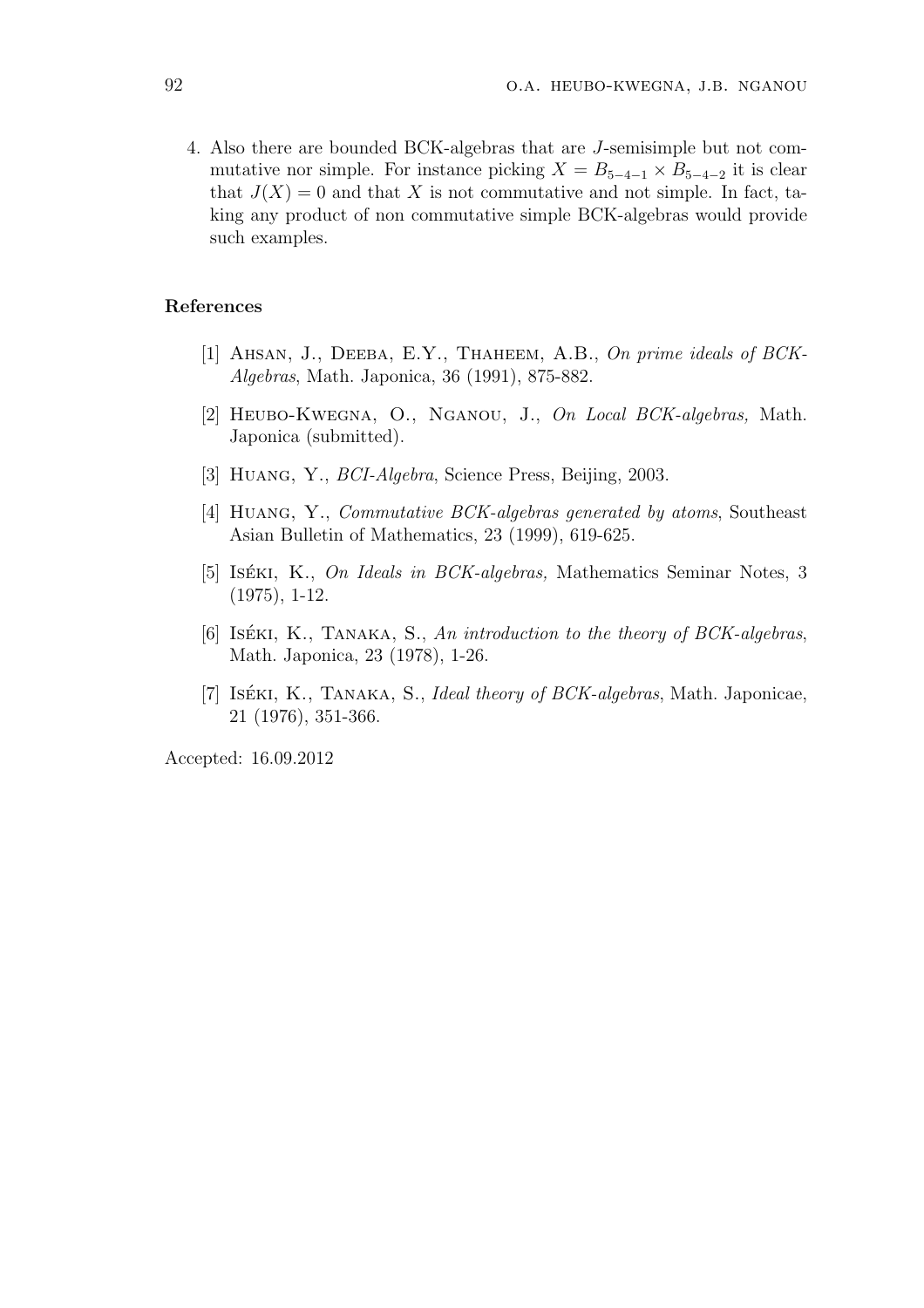4. Also there are bounded BCK-algebras that are $J$-semisimple but not commutative nor simple. For instance picking $X = B_{5-4-1} \times B_{5-4-2}$ it is clear that $J(X) = 0$ and that $X$ is not commutative and not simple. In fact, taking any product of non commutative simple BCK-algebras would provide such examples.

## References

[1] Ahsan, J., Deeba, E.Y., Thaheem, A.B., *On prime ideals of BCK-Algebras*, Math. Japonica, 36 (1991), 875-882.

[2] Heubo-Kwegna, O., Nganou, J., *On Local BCK-algebras,* Math. Japonica (submitted).

[3] Huang, Y., *BCI-Algebra*, Science Press, Beijing, 2003.

[4] Huang, Y., *Commutative BCK-algebras generated by atoms*, Southeast Asian Bulletin of Mathematics, 23 (1999), 619-625.

[5] Iséki, K., *On Ideals in BCK-algebras,* Mathematics Seminar Notes, 3 (1975), 1-12.

[6] Iséki, K., Tanaka, S., *An introduction to the theory of BCK-algebras*, Math. Japonica, 23 (1978), 1-26.

[7] Iséki, K., Tanaka, S., *Ideal theory of BCK-algebras*, Math. Japonicae, 21 (1976), 351-366.

Accepted: 16.09.2012